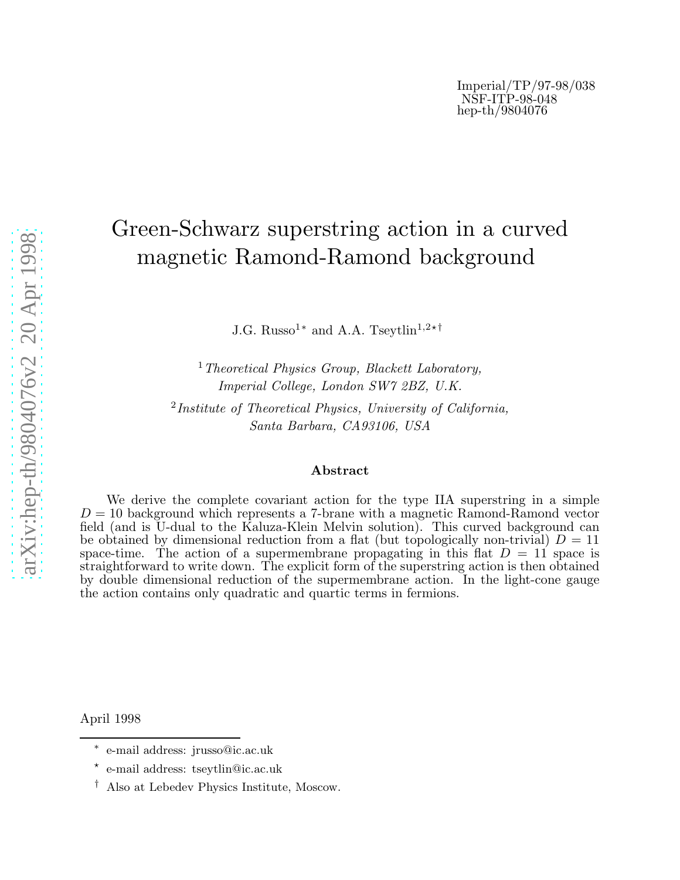Imperial/TP/97-98/038
NSF-ITP-98-048
hep-th/9804076

# Green-Schwarz superstring action in a curved magnetic Ramond-Ramond background

J.G. Russo[1*] and A.A. Tseytlin[1,2⋆†]

[1] *Theoretical Physics Group, Blackett Laboratory, Imperial College, London SW7 2BZ, U.K.*

[2] *Institute of Theoretical Physics, University of California, Santa Barbara, CA93106, USA*

### Abstract

We derive the complete covariant action for the type IIA superstring in a simple $D = 10$ background which represents a 7-brane with a magnetic Ramond-Ramond vector field (and is U-dual to the Kaluza-Klein Melvin solution). This curved background can be obtained by dimensional reduction from a flat (but topologically non-trivial) $D = 11$ space-time. The action of a supermembrane propagating in this flat $D = 11$ space is straightforward to write down. The explicit form of the superstring action is then obtained by double dimensional reduction of the supermembrane action. In the light-cone gauge the action contains only quadratic and quartic terms in fermions.

April 1998

[*] e-mail address: jrusso@ic.ac.uk

[⋆] e-mail address: tseytlin@ic.ac.uk

[†] Also at Lebedev Physics Institute, Moscow.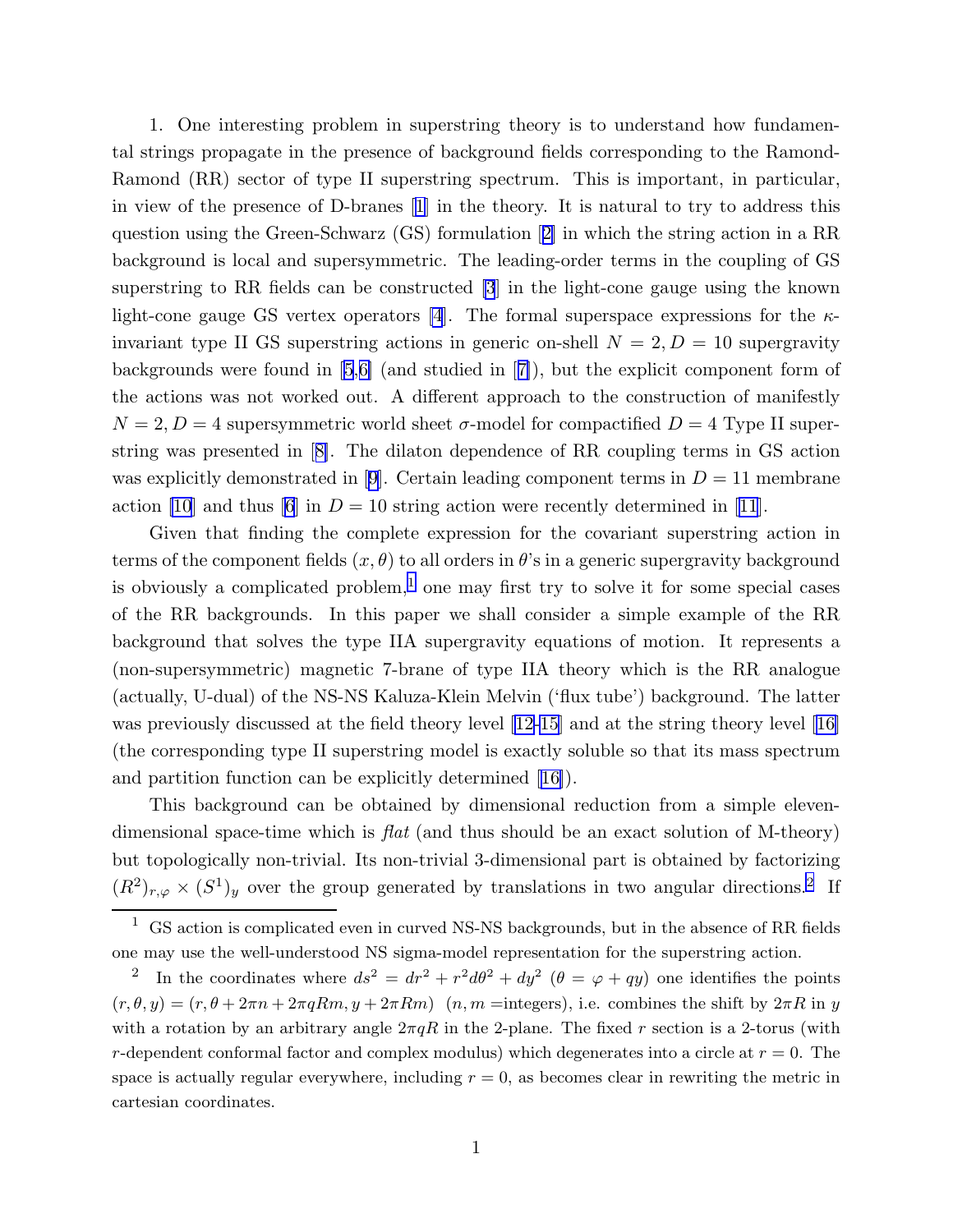1. One interesting problem in superstring theory is to understand how fundamental strings propagate in the presence of background fields corresponding to the Ramond-Ramond (RR) sector of type II superstring spectrum. This is important, in particular, in view of the presence of D-branes [1] in the theory. It is natural to try to address this question using the Green-Schwarz (GS) formulation [2] in which the string action in a RR background is local and supersymmetric. The leading-order terms in the coupling of GS superstring to RR fields can be constructed [3] in the light-cone gauge using the known light-cone gauge GS vertex operators [4]. The formal superspace expressions for the $\kappa$-invariant type II GS superstring actions in generic on-shell $N = 2, D = 10$ supergravity backgrounds were found in [5,6] (and studied in [7]), but the explicit component form of the actions was not worked out. A different approach to the construction of manifestly $N = 2, D = 4$ supersymmetric world sheet $\sigma$-model for compactified $D = 4$ Type II superstring was presented in [8]. The dilaton dependence of RR coupling terms in GS action was explicitly demonstrated in [9]. Certain leading component terms in $D = 11$ membrane action [10] and thus [6] in $D = 10$ string action were recently determined in [11].

Given that finding the complete expression for the covariant superstring action in terms of the component fields $(x, \theta)$ to all orders in $\theta$'s in a generic supergravity background is obviously a complicated problem,[1] one may first try to solve it for some special cases of the RR backgrounds. In this paper we shall consider a simple example of the RR background that solves the type IIA supergravity equations of motion. It represents a (non-supersymmetric) magnetic 7-brane of type IIA theory which is the RR analogue (actually, U-dual) of the NS-NS Kaluza-Klein Melvin ('flux tube') background. The latter was previously discussed at the field theory level [12-15] and at the string theory level [16] (the corresponding type II superstring model is exactly soluble so that its mass spectrum and partition function can be explicitly determined [16]).

This background can be obtained by dimensional reduction from a simple eleven-dimensional space-time which is *flat* (and thus should be an exact solution of M-theory) but topologically non-trivial. Its non-trivial 3-dimensional part is obtained by factorizing $(R^2)_{r,\varphi} \times (S^1)_y$ over the group generated by translations in two angular directions.[2] If

---

[1] GS action is complicated even in curved NS-NS backgrounds, but in the absence of RR fields one may use the well-understood NS sigma-model representation for the superstring action.

[2] In the coordinates where $ds^2 = dr^2 + r^2 d\theta^2 + dy^2$ ($\theta = \varphi + qy$) one identifies the points $(r, \theta, y) = (r, \theta + 2\pi n + 2\pi q R m, y + 2\pi R m)$ ($n, m$ =integers), i.e. combines the shift by $2\pi R$ in $y$ with a rotation by an arbitrary angle $2\pi q R$ in the 2-plane. The fixed $r$ section is a 2-torus (with $r$-dependent conformal factor and complex modulus) which degenerates into a circle at $r = 0$. The space is actually regular everywhere, including $r = 0$, as becomes clear in rewriting the metric in cartesian coordinates.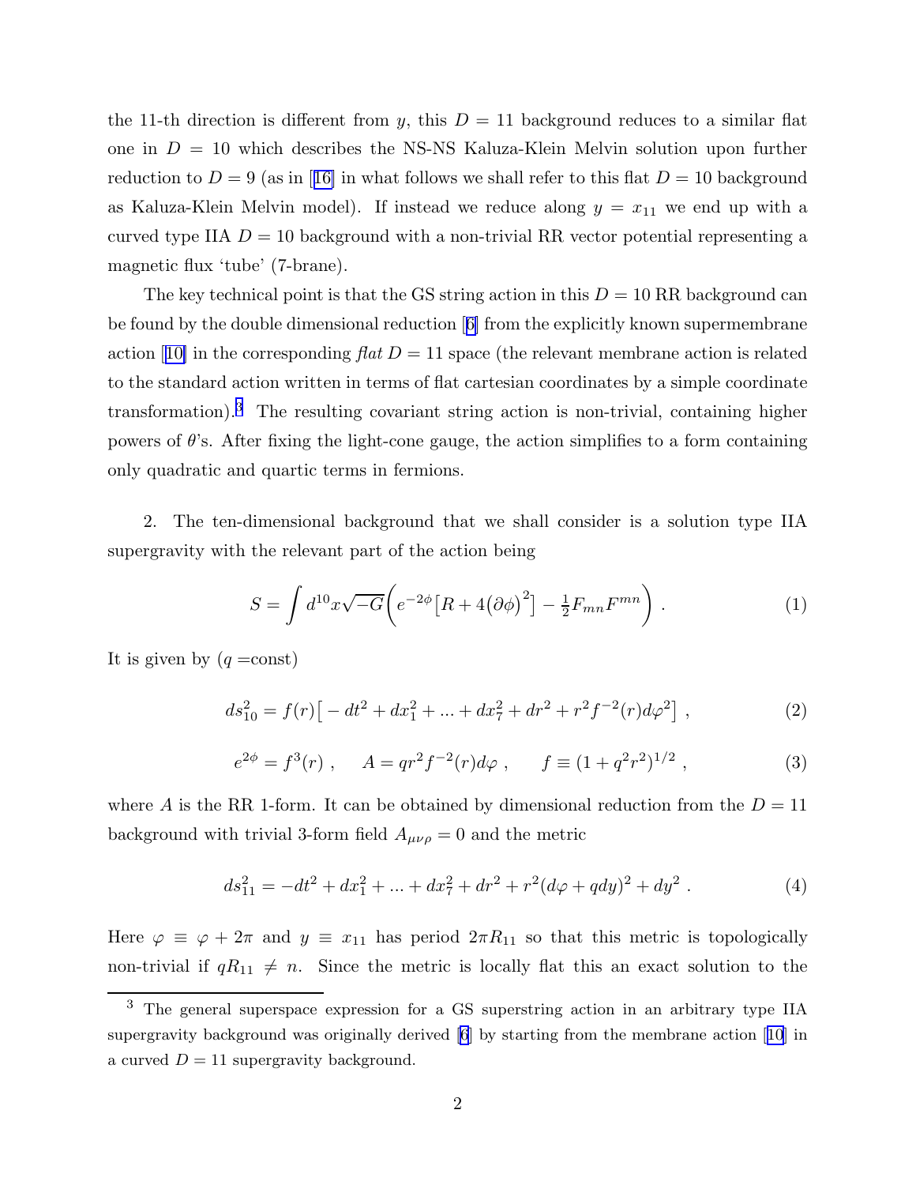the 11-th direction is different from $y$, this $D = 11$ background reduces to a similar flat one in $D = 10$ which describes the NS-NS Kaluza-Klein Melvin solution upon further reduction to $D = 9$ (as in [16] in what follows we shall refer to this flat $D = 10$ background as Kaluza-Klein Melvin model). If instead we reduce along $y = x_{11}$ we end up with a curved type IIA $D = 10$ background with a non-trivial RR vector potential representing a magnetic flux 'tube' (7-brane).

The key technical point is that the GS string action in this $D = 10$ RR background can be found by the double dimensional reduction [6] from the explicitly known supermembrane action [10] in the corresponding *flat* $D = 11$ space (the relevant membrane action is related to the standard action written in terms of flat cartesian coordinates by a simple coordinate transformation).[3] The resulting covariant string action is non-trivial, containing higher powers of $\theta$'s. After fixing the light-cone gauge, the action simplifies to a form containing only quadratic and quartic terms in fermions.

2. The ten-dimensional background that we shall consider is a solution type IIA supergravity with the relevant part of the action being

$$S = \int d^{10}x \sqrt{-G}\Big( e^{-2\phi}\big[R + 4\big(\partial\phi\big)^2\big] - \tfrac{1}{2} F_{mn}F^{mn}\Big) \ . \tag{1}$$

It is given by ($q =$const)

$$ds^2_{10} = f(r)\big[ - dt^2 + dx_1^2 + ... + dx_7^2 + dr^2 + r^2 f^{-2}(r) d\varphi^2 \big] \ , \tag{2}$$

$$e^{2\phi} = f^3(r) \ , \qquad A = q r^2 f^{-2}(r) d\varphi \ , \qquad f \equiv (1 + q^2 r^2)^{1/2} \ , \tag{3}$$

where $A$ is the RR 1-form. It can be obtained by dimensional reduction from the $D = 11$ background with trivial 3-form field $A_{\mu\nu\rho} = 0$ and the metric

$$ds^2_{11} = -dt^2 + dx_1^2 + ... + dx_7^2 + dr^2 + r^2(d\varphi + q dy)^2 + dy^2 \ . \tag{4}$$

Here $\varphi \equiv \varphi + 2\pi$ and $y \equiv x_{11}$ has period $2\pi R_{11}$ so that this metric is topologically non-trivial if $qR_{11} \neq n$. Since the metric is locally flat this an exact solution to the

[3] The general superspace expression for a GS superstring action in an arbitrary type IIA supergravity background was originally derived [6] by starting from the membrane action [10] in a curved $D = 11$ supergravity background.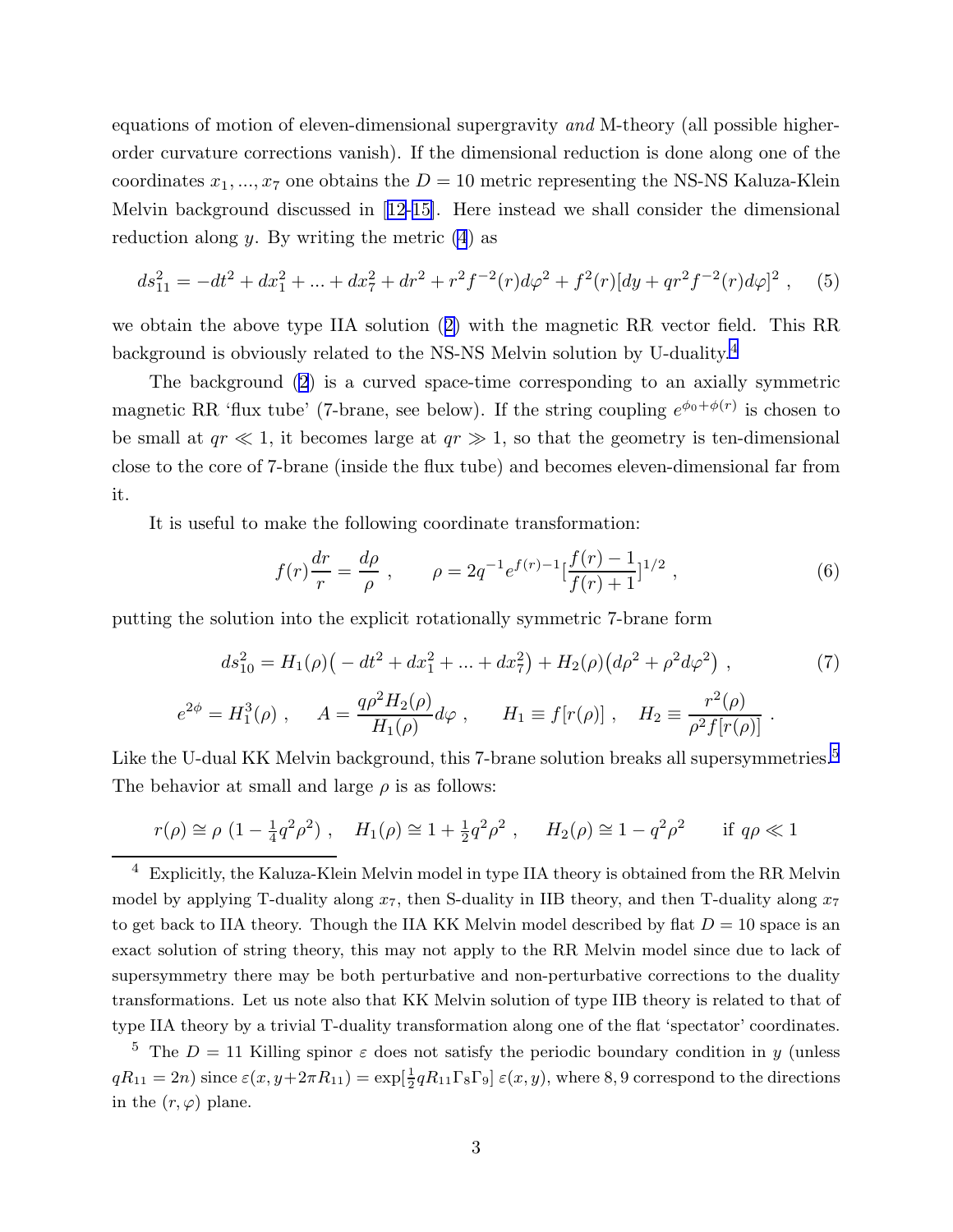equations of motion of eleven-dimensional supergravity *and* M-theory (all possible higher-order curvature corrections vanish). If the dimensional reduction is done along one of the coordinates $x_1, ..., x_7$ one obtains the $D = 10$ metric representing the NS-NS Kaluza-Klein Melvin background discussed in [12–15]. Here instead we shall consider the dimensional reduction along $y$. By writing the metric (4) as

$$ds^2_{11} = -dt^2 + dx_1^2 + ... + dx_7^2 + dr^2 + r^2 f^{-2}(r) d\varphi^2 + f^2(r)[dy + qr^2 f^{-2}(r) d\varphi]^2 \ , \quad (5)$$

we obtain the above type IIA solution (2) with the magnetic RR vector field. This RR background is obviously related to the NS-NS Melvin solution by U-duality.[4]

The background (2) is a curved space-time corresponding to an axially symmetric magnetic RR 'flux tube' (7-brane, see below). If the string coupling $e^{\phi_0 + \phi(r)}$ is chosen to be small at $qr \ll 1$, it becomes large at $qr \gg 1$, so that the geometry is ten-dimensional close to the core of 7-brane (inside the flux tube) and becomes eleven-dimensional far from it.

It is useful to make the following coordinate transformation:

$$f(r)\frac{dr}{r} = \frac{d\rho}{\rho} \ , \qquad \rho = 2q^{-1} e^{f(r)-1} [\frac{f(r)-1}{f(r)+1}]^{1/2} \ , \quad (6)$$

putting the solution into the explicit rotationally symmetric 7-brane form

$$ds^2_{10} = H_1(\rho)\big(-dt^2 + dx_1^2 + ... + dx_7^2\big) + H_2(\rho)\big(d\rho^2 + \rho^2 d\varphi^2\big) \ , \quad (7)$$

$$e^{2\phi} = H_1^3(\rho) \ , \qquad A = \frac{q\rho^2 H_2(\rho)}{H_1(\rho)} d\varphi \ , \qquad H_1 \equiv f[r(\rho)] \ , \quad H_2 \equiv \frac{r^2(\rho)}{\rho^2 f[r(\rho)]} \ .$$

Like the U-dual KK Melvin background, this 7-brane solution breaks all supersymmetries.[5] The behavior at small and large $\rho$ is as follows:

$$r(\rho) \cong \rho\ (1 - \tfrac{1}{4}q^2\rho^2) \ , \quad H_1(\rho) \cong 1 + \tfrac{1}{2}q^2\rho^2 \ , \quad H_2(\rho) \cong 1 - q^2\rho^2 \qquad \text{if } q\rho \ll 1$$

---

[4] Explicitly, the Kaluza-Klein Melvin model in type IIA theory is obtained from the RR Melvin model by applying T-duality along $x_7$, then S-duality in IIB theory, and then T-duality along $x_7$ to get back to IIA theory. Though the IIA KK Melvin model described by flat $D = 10$ space is an exact solution of string theory, this may not apply to the RR Melvin model since due to lack of supersymmetry there may be both perturbative and non-perturbative corrections to the duality transformations. Let us note also that KK Melvin solution of type IIB theory is related to that of type IIA theory by a trivial T-duality transformation along one of the flat 'spectator' coordinates.

[5] The $D = 11$ Killing spinor $\varepsilon$ does not satisfy the periodic boundary condition in $y$ (unless $qR_{11} = 2n$) since $\varepsilon(x, y+2\pi R_{11}) = \exp[\frac{1}{2}qR_{11}\Gamma_8\Gamma_9]\ \varepsilon(x, y)$, where 8, 9 correspond to the directions in the $(r, \varphi)$ plane.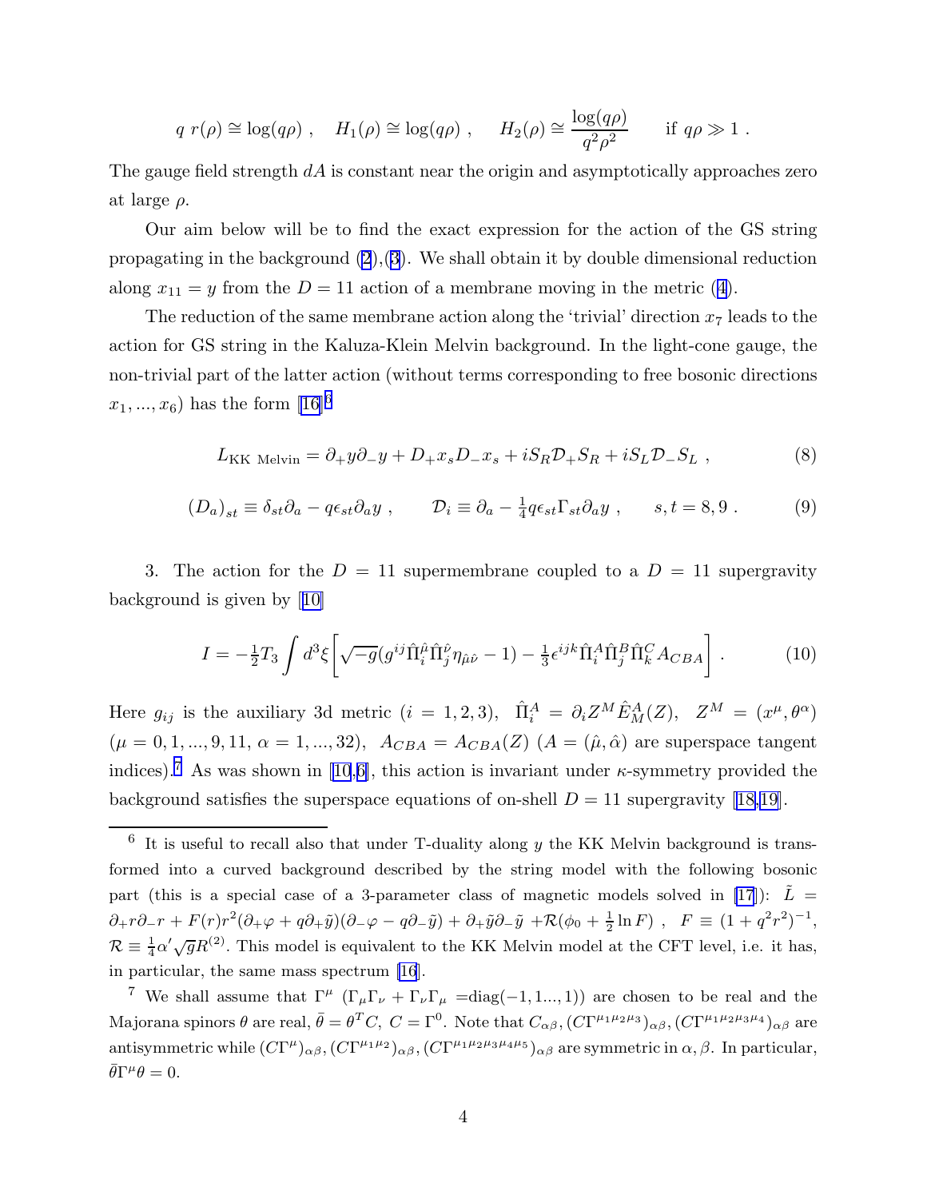$$q\ r(\rho) \cong \log(q\rho)\ , \quad H_1(\rho) \cong \log(q\rho)\ , \quad H_2(\rho) \cong \frac{\log(q\rho)}{q^2\rho^2} \qquad \text{if } q\rho \gg 1\ .$$

The gauge field strength $dA$ is constant near the origin and asymptotically approaches zero at large $\rho$.

Our aim below will be to find the exact expression for the action of the GS string propagating in the background (2),(3). We shall obtain it by double dimensional reduction along $x_{11} = y$ from the $D = 11$ action of a membrane moving in the metric (4).

The reduction of the same membrane action along the 'trivial' direction $x_7$ leads to the action for GS string in the Kaluza-Klein Melvin background. In the light-cone gauge, the non-trivial part of the latter action (without terms corresponding to free bosonic directions $x_1, ..., x_6$) has the form [16][6]

$$L_{\text{KK Melvin}} = \partial_+ y \partial_- y + D_+ x_s D_- x_s + iS_R \mathcal{D}_+ S_R + iS_L \mathcal{D}_- S_L\ , \tag{8}$$

$$(D_a)_{st} \equiv \delta_{st}\partial_a - q\epsilon_{st}\partial_a y\ , \qquad \mathcal{D}_i \equiv \partial_a - \tfrac{1}{4} q \epsilon_{st}\Gamma_{st}\partial_a y\ , \qquad s,t = 8,9\ . \tag{9}$$

3. The action for the $D = 11$ supermembrane coupled to a $D = 11$ supergravity background is given by [10]

$$I = -\tfrac{1}{2}T_3 \int d^3\xi \Big[ \sqrt{-g}(g^{ij}\hat{\Pi}^{\hat{\mu}}_i \hat{\Pi}^{\hat{\nu}}_j \eta_{\hat{\mu}\hat{\nu}} - 1) - \tfrac{1}{3}\epsilon^{ijk}\hat{\Pi}^A_i \hat{\Pi}^B_j \hat{\Pi}^C_k A_{CBA} \Big]\ . \tag{10}$$

Here $g_{ij}$ is the auxiliary 3d metric ($i = 1,2,3$), $\hat{\Pi}^A_i = \partial_i Z^M \hat{E}^A_M(Z)$, $Z^M = (x^\mu, \theta^\alpha)$ ($\mu = 0, 1, ..., 9, 11$, $\alpha = 1, ..., 32$), $A_{CBA} = A_{CBA}(Z)$ ($A = (\hat{\mu}, \hat{\alpha})$ are superspace tangent indices).[7] As was shown in [10,6], this action is invariant under $\kappa$-symmetry provided the background satisfies the superspace equations of on-shell $D = 11$ supergravity [18,19].

---

[6] It is useful to recall also that under T-duality along $y$ the KK Melvin background is transformed into a curved background described by the string model with the following bosonic part (this is a special case of a 3-parameter class of magnetic models solved in [17]): $\tilde{L} = \partial_+ r \partial_- r + F(r) r^2 (\partial_+\varphi + q\partial_+\tilde{y})(\partial_-\varphi - q\partial_-\tilde{y}) + \partial_+\tilde{y}\partial_-\tilde{y} + \mathcal{R}(\phi_0 + \frac{1}{2}\ln F)$ , $F \equiv (1 + q^2 r^2)^{-1}$, $\mathcal{R} \equiv \frac{1}{4}\alpha' \sqrt{g} R^{(2)}$. This model is equivalent to the KK Melvin model at the CFT level, i.e. it has, in particular, the same mass spectrum [16].

[7] We shall assume that $\Gamma^\mu$ ($\Gamma_\mu\Gamma_\nu + \Gamma_\nu\Gamma_\mu = \text{diag}(-1, 1..., 1)$) are chosen to be real and the Majorana spinors $\theta$ are real, $\bar{\theta} = \theta^T C$, $C = \Gamma^0$. Note that $C_{\alpha\beta}, (C\Gamma^{\mu_1\mu_2\mu_3})_{\alpha\beta}, (C\Gamma^{\mu_1\mu_2\mu_3\mu_4})_{\alpha\beta}$ are antisymmetric while $(C\Gamma^\mu)_{\alpha\beta}, (C\Gamma^{\mu_1\mu_2})_{\alpha\beta}, (C\Gamma^{\mu_1\mu_2\mu_3\mu_4\mu_5})_{\alpha\beta}$ are symmetric in $\alpha, \beta$. In particular, $\bar{\theta}\Gamma^\mu\theta = 0$.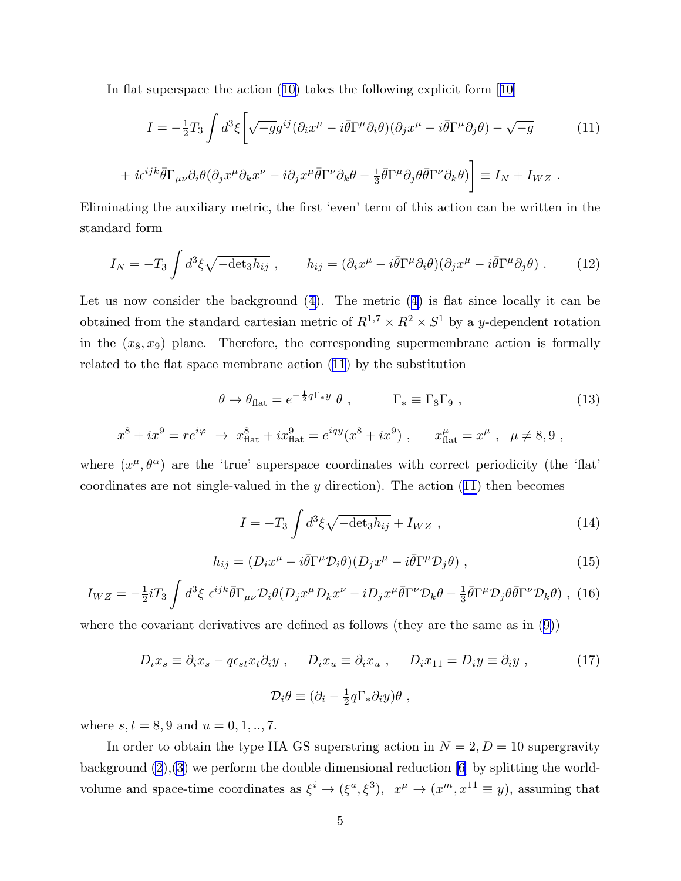In flat superspace the action ([10]) takes the following explicit form [10]

$$
\begin{aligned}
I = -\tfrac{1}{2}T_3 \int d^3\xi \Big[ & \sqrt{-g} g^{ij} (\partial_i x^\mu - i\bar\theta\Gamma^\mu\partial_i\theta)(\partial_j x^\mu - i\bar\theta\Gamma^\mu\partial_j\theta) - \sqrt{-g} \\
& + i\epsilon^{ijk}\bar\theta\Gamma_{\mu\nu}\partial_i\theta(\partial_j x^\mu\partial_k x^\nu - i\partial_j x^\mu\bar\theta\Gamma^\nu\partial_k\theta - \tfrac{1}{3}\bar\theta\Gamma^\mu\partial_j\theta\bar\theta\Gamma^\nu\partial_k\theta)\Big] \equiv I_N + I_{WZ} \ .
\end{aligned}
\tag{11}
$$

Eliminating the auxiliary metric, the first 'even' term of this action can be written in the standard form

$$
I_N = -T_3 \int d^3\xi \sqrt{-\mathrm{det}_3 h_{ij}} \ , \qquad h_{ij} = (\partial_i x^\mu - i\bar\theta\Gamma^\mu\partial_i\theta)(\partial_j x^\mu - i\bar\theta\Gamma^\mu\partial_j\theta) \ . \tag{12}
$$

Let us now consider the background ([4]). The metric ([4]) is flat since locally it can be obtained from the standard cartesian metric of $R^{1,7}\times R^2 \times S^1$ by a $y$-dependent rotation in the $(x_8, x_9)$ plane. Therefore, the corresponding supermembrane action is formally related to the flat space membrane action ([11]) by the substitution

$$
\theta \to \theta_{\rm flat} = e^{-\frac{1}{2}q\Gamma_* y}\ \theta \ , \qquad \Gamma_* \equiv \Gamma_8\Gamma_9 \ , \tag{13}
$$

$$
x^8 + ix^9 = re^{i\varphi} \ \to \ x^8_{\rm flat} + ix^9_{\rm flat} = e^{iqy}(x^8 + ix^9) \ , \qquad x^\mu_{\rm flat} = x^\mu \ , \ \ \mu \neq 8, 9 \ ,
$$

where $(x^\mu, \theta^\alpha)$ are the 'true' superspace coordinates with correct periodicity (the 'flat' coordinates are not single-valued in the $y$ direction). The action ([11]) then becomes

$$
I = -T_3 \int d^3\xi \sqrt{-\mathrm{det}_3 h_{ij}} + I_{WZ} \ , \tag{14}
$$

$$
h_{ij} = (D_i x^\mu - i\bar\theta\Gamma^\mu\mathcal{D}_i\theta)(D_j x^\mu - i\bar\theta\Gamma^\mu\mathcal{D}_j\theta) \ , \tag{15}
$$

$$
I_{WZ} = -\tfrac{1}{2}iT_3 \int d^3\xi \ \epsilon^{ijk}\bar\theta\Gamma_{\mu\nu}\mathcal{D}_i\theta(D_j x^\mu D_k x^\nu - iD_j x^\mu\bar\theta\Gamma^\nu\mathcal{D}_k\theta - \tfrac{1}{3}\bar\theta\Gamma^\mu\mathcal{D}_j\theta\bar\theta\Gamma^\nu\mathcal{D}_k\theta) \ , \tag{16}
$$

where the covariant derivatives are defined as follows (they are the same as in ([9]))

$$
D_i x_s \equiv \partial_i x_s - q\epsilon_{st}x_t\partial_i y \ , \quad D_i x_u \equiv \partial_i x_u \ , \quad D_i x_{11} = D_i y \equiv \partial_i y \ , \tag{17}
$$

$$
\mathcal{D}_i\theta \equiv (\partial_i - \tfrac{1}{2}q\Gamma_*\partial_i y)\theta \ ,
$$

where $s, t = 8, 9$ and $u = 0, 1, .., 7$.

In order to obtain the type IIA GS superstring action in $N = 2, D = 10$ supergravity background ([2]),([3]) we perform the double dimensional reduction [6] by splitting the world-volume and space-time coordinates as $\xi^i \to (\xi^a, \xi^3)$, $x^\mu \to (x^m, x^{11} \equiv y)$, assuming that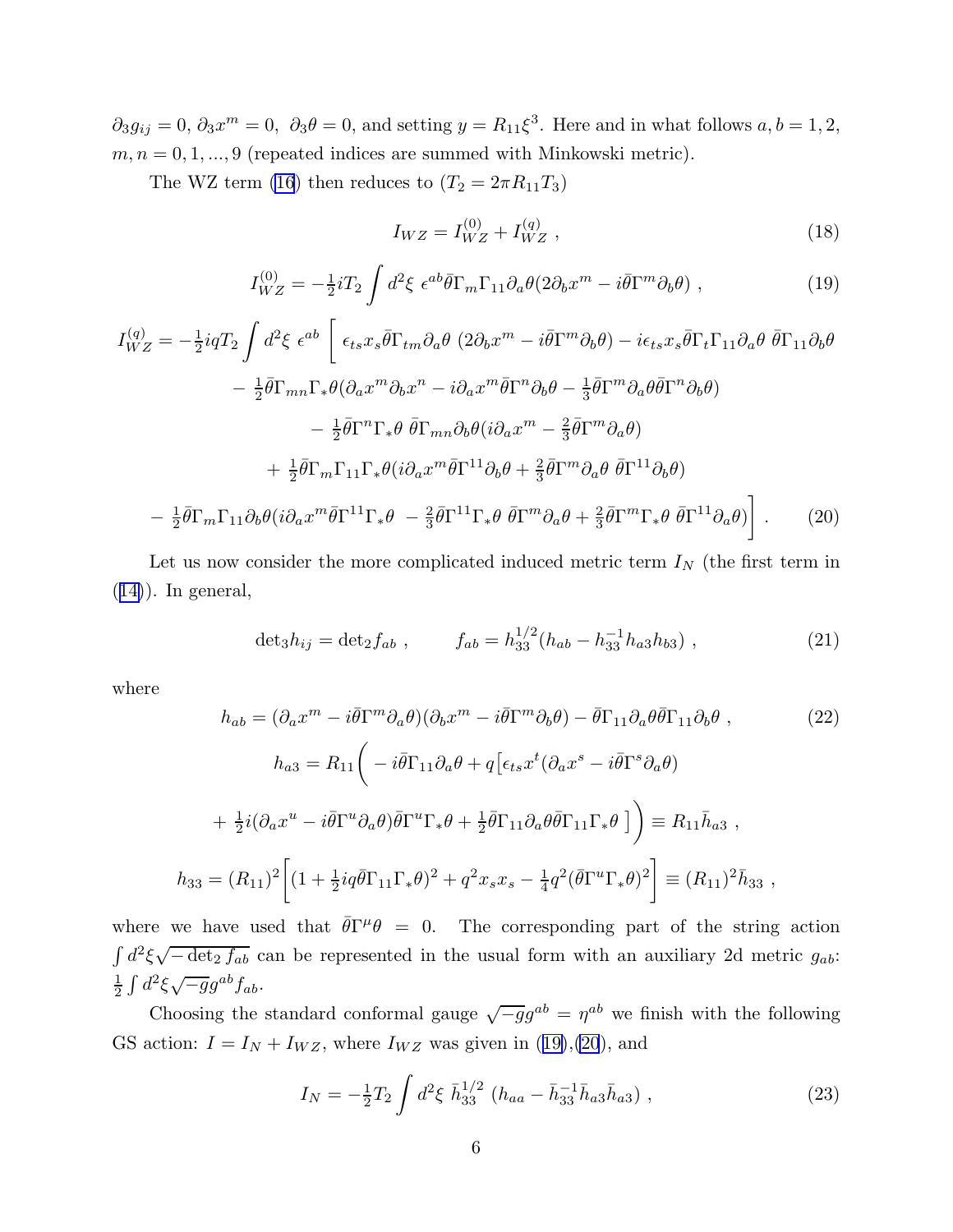$\partial_3 g_{ij} = 0$, $\partial_3 x^m = 0$, $\partial_3 \theta = 0$, and setting $y = R_{11}\xi^3$. Here and in what follows $a, b = 1, 2$, $m, n = 0, 1, ..., 9$ (repeated indices are summed with Minkowski metric).

The WZ term (16) then reduces to ($T_2 = 2\pi R_{11} T_3$)

$$I_{WZ} = I_{WZ}^{(0)} + I_{WZ}^{(q)} \ , \tag{18}$$

$$I_{WZ}^{(0)} = -\tfrac{1}{2} i T_2 \int d^2\xi \ \epsilon^{ab} \bar\theta \Gamma_m \Gamma_{11} \partial_a \theta (2\partial_b x^m - i\bar\theta\Gamma^m \partial_b \theta) \ , \tag{19}$$

$$\begin{aligned}
I_{WZ}^{(q)} = -\tfrac{1}{2} i q T_2 \int d^2\xi \ \epsilon^{ab} \bigg[ \ & \epsilon_{ts} x_s \bar\theta \Gamma_{tm} \partial_a \theta \ (2\partial_b x^m - i\bar\theta\Gamma^m\partial_b\theta) - i\epsilon_{ts} x_s \bar\theta\Gamma_t\Gamma_{11}\partial_a\theta \ \bar\theta\Gamma_{11}\partial_b\theta \\
& - \tfrac{1}{2}\bar\theta\Gamma_{mn}\Gamma_*\theta(\partial_a x^m \partial_b x^n - i\partial_a x^m \bar\theta\Gamma^n\partial_b\theta - \tfrac{1}{3}\bar\theta\Gamma^m\partial_a\theta\bar\theta\Gamma^n\partial_b\theta) \\
& - \tfrac{1}{2}\bar\theta\Gamma^n\Gamma_*\theta \ \bar\theta\Gamma_{mn}\partial_b\theta(i\partial_a x^m - \tfrac{2}{3}\bar\theta\Gamma^m\partial_a\theta) \\
& + \tfrac{1}{2}\bar\theta\Gamma_m\Gamma_{11}\Gamma_*\theta(i\partial_a x^m \bar\theta\Gamma^{11}\partial_b\theta + \tfrac{2}{3}\bar\theta\Gamma^m\partial_a\theta \ \bar\theta\Gamma^{11}\partial_b\theta) \\
- \tfrac{1}{2}\bar\theta\Gamma_m\Gamma_{11}\partial_b\theta(& i\partial_a x^m \bar\theta\Gamma^{11}\Gamma_*\theta \ - \tfrac{2}{3}\bar\theta\Gamma^{11}\Gamma_*\theta \ \bar\theta\Gamma^m\partial_a\theta + \tfrac{2}{3}\bar\theta\Gamma^m\Gamma_*\theta \ \bar\theta\Gamma^{11}\partial_a\theta)\bigg] \ .
\end{aligned} \tag{20}$$

Let us now consider the more complicated induced metric term $I_N$ (the first term in (14)). In general,

$$\det{}_3 h_{ij} = \det{}_2 f_{ab} \ , \qquad f_{ab} = h_{33}^{1/2}(h_{ab} - h_{33}^{-1} h_{a3} h_{b3}) \ , \tag{21}$$

where

$$h_{ab} = (\partial_a x^m - i\bar\theta\Gamma^m\partial_a\theta)(\partial_b x^m - i\bar\theta\Gamma^m\partial_b\theta) - \bar\theta\Gamma_{11}\partial_a\theta\bar\theta\Gamma_{11}\partial_b\theta \ , \tag{22}$$

$$\begin{aligned}
h_{a3} = R_{11}\bigg( & - i\bar\theta\Gamma_{11}\partial_a\theta + q\big[\epsilon_{ts} x^t (\partial_a x^s - i\bar\theta\Gamma^s\partial_a\theta) \\
& + \tfrac{1}{2} i (\partial_a x^u - i\bar\theta\Gamma^u\partial_a\theta)\bar\theta\Gamma^u\Gamma_*\theta + \tfrac{1}{2}\bar\theta\Gamma_{11}\partial_a\theta\bar\theta\Gamma_{11}\Gamma_*\theta \ \big]\bigg) \equiv R_{11}\bar h_{a3} \ ,
\end{aligned}$$

$$h_{33} = (R_{11})^2\Big[(1 + \tfrac{1}{2} i q \bar\theta\Gamma_{11}\Gamma_*\theta)^2 + q^2 x_s x_s - \tfrac{1}{4} q^2 (\bar\theta\Gamma^u\Gamma_*\theta)^2\Big] \equiv (R_{11})^2 \bar h_{33} \ ,$$

where we have used that $\bar\theta\Gamma^\mu\theta = 0$. The corresponding part of the string action $\int d^2\xi \sqrt{-\det_2 f_{ab}}$ can be represented in the usual form with an auxiliary 2d metric $g_{ab}$: $\frac{1}{2}\int d^2\xi \sqrt{-g} g^{ab} f_{ab}$.

Choosing the standard conformal gauge $\sqrt{-g} g^{ab} = \eta^{ab}$ we finish with the following GS action: $I = I_N + I_{WZ}$, where $I_{WZ}$ was given in (19),(20), and

$$I_N = -\tfrac{1}{2} T_2 \int d^2\xi \ \bar h_{33}^{1/2} \ (h_{aa} - \bar h_{33}^{-1} \bar h_{a3} \bar h_{a3}) \ , \tag{23}$$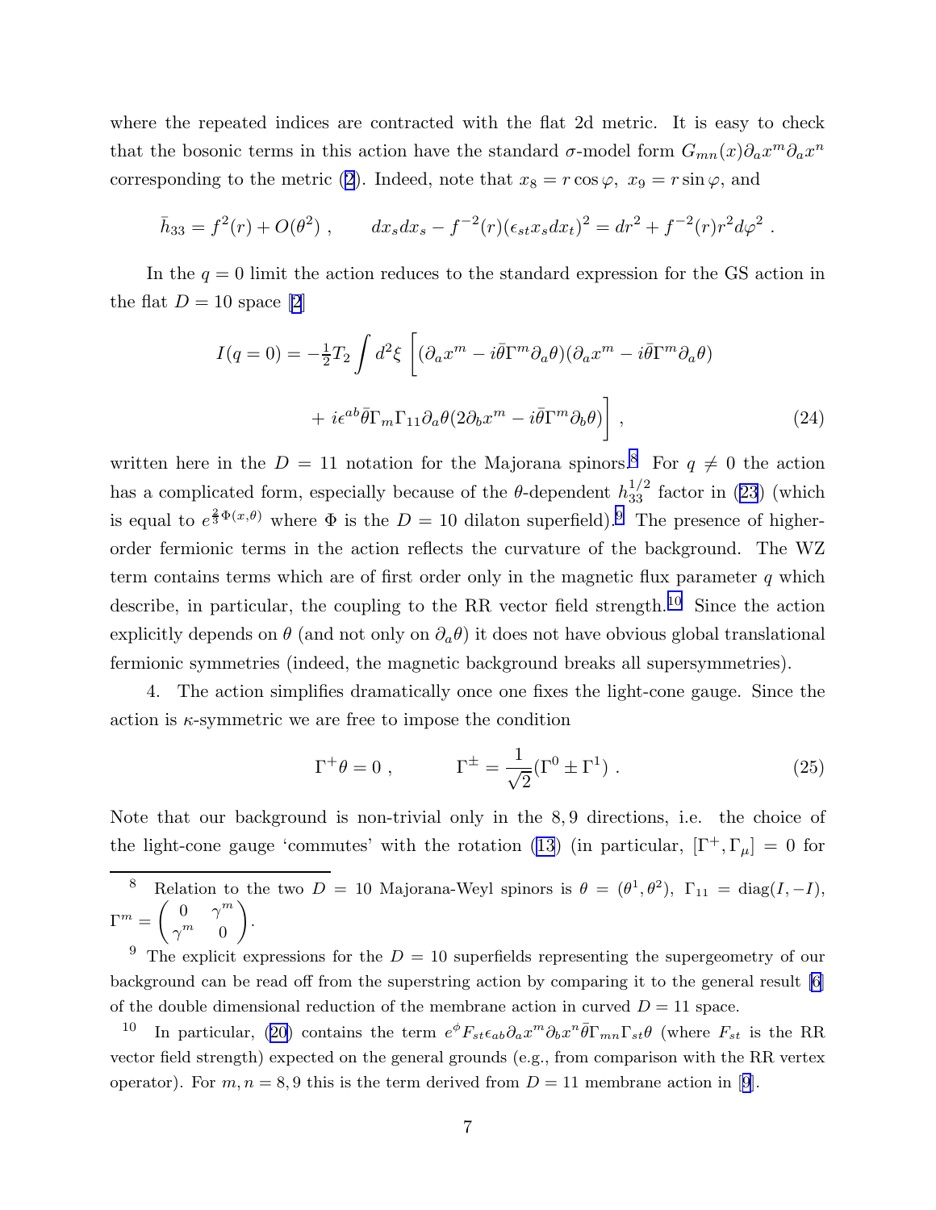where the repeated indices are contracted with the flat 2d metric. It is easy to check that the bosonic terms in this action have the standard $\sigma$-model form $G_{mn}(x)\partial_a x^m \partial_a x^n$ corresponding to the metric (2). Indeed, note that $x_8 = r\cos\varphi,\ x_9 = r\sin\varphi$, and

$$\bar{h}_{33} = f^2(r) + O(\theta^2) \ , \qquad dx_s dx_s - f^{-2}(r)(\epsilon_{st}x_s dx_t)^2 = dr^2 + f^{-2}(r) r^2 d\varphi^2 \ .$$

In the $q = 0$ limit the action reduces to the standard expression for the GS action in the flat $D = 10$ space [2]

$$I(q=0) = -\tfrac{1}{2}T_2 \int d^2\xi \ \Big[ (\partial_a x^m - i\bar{\theta}\Gamma^m \partial_a \theta)(\partial_a x^m - i\bar{\theta}\Gamma^m \partial_a \theta)$$
$$+ \ i\epsilon^{ab}\bar{\theta}\Gamma_m \Gamma_{11}\partial_a\theta(2\partial_b x^m - i\bar{\theta}\Gamma^m\partial_b\theta)\Big] \ , \tag{24}$$

written here in the $D = 11$ notation for the Majorana spinors.[8] For $q \neq 0$ the action has a complicated form, especially because of the $\theta$-dependent $h_{33}^{1/2}$ factor in (23) (which is equal to $e^{\frac{2}{3}\Phi(x,\theta)}$ where $\Phi$ is the $D = 10$ dilaton superfield).[9] The presence of higher-order fermionic terms in the action reflects the curvature of the background. The WZ term contains terms which are of first order only in the magnetic flux parameter $q$ which describe, in particular, the coupling to the RR vector field strength.[10] Since the action explicitly depends on $\theta$ (and not only on $\partial_a\theta$) it does not have obvious global translational fermionic symmetries (indeed, the magnetic background breaks all supersymmetries).

4. The action simplifies dramatically once one fixes the light-cone gauge. Since the action is $\kappa$-symmetric we are free to impose the condition

$$\Gamma^+\theta = 0 \ , \qquad \Gamma^\pm = \frac{1}{\sqrt{2}}(\Gamma^0 \pm \Gamma^1) \ . \tag{25}$$

Note that our background is non-trivial only in the 8, 9 directions, i.e. the choice of the light-cone gauge 'commutes' with the rotation (13) (in particular, $[\Gamma^+, \Gamma_\mu] = 0$ for

---

[8] Relation to the two $D = 10$ Majorana-Weyl spinors is $\theta = (\theta^1, \theta^2),\ \Gamma_{11} = \mathrm{diag}(I, -I)$, $\Gamma^m = \begin{pmatrix} 0 & \gamma^m \\ \gamma^m & 0 \end{pmatrix}$.

[9] The explicit expressions for the $D = 10$ superfields representing the supergeometry of our background can be read off from the superstring action by comparing it to the general result [6] of the double dimensional reduction of the membrane action in curved $D = 11$ space.

[10] In particular, (20) contains the term $e^{\phi}F_{st}\epsilon_{ab}\partial_a x^m \partial_b x^n \bar{\theta}\Gamma_{mn}\Gamma_{st}\theta$ (where $F_{st}$ is the RR vector field strength) expected on the general grounds (e.g., from comparison with the RR vertex operator). For $m, n = 8, 9$ this is the term derived from $D = 11$ membrane action in [9].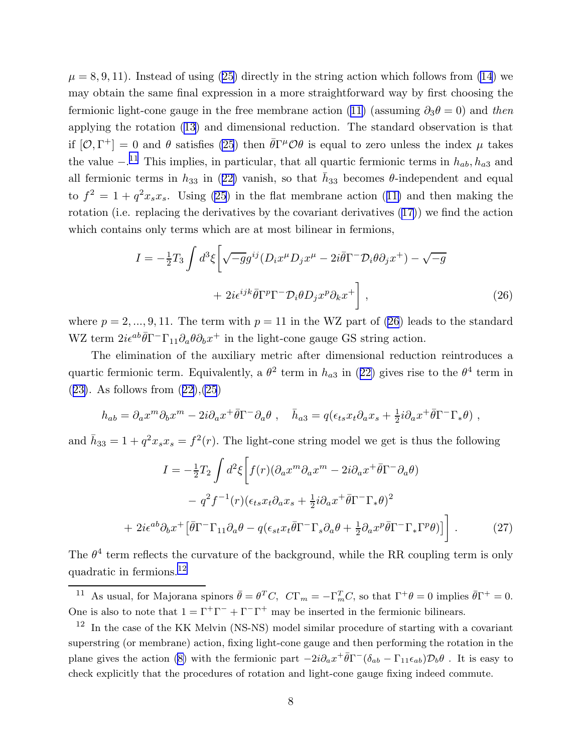$\mu = 8, 9, 11$). Instead of using (25) directly in the string action which follows from (14) we may obtain the same final expression in a more straightforward way by first choosing the fermionic light-cone gauge in the free membrane action (11) (assuming $\partial_3 \theta = 0$) and *then* applying the rotation (13) and dimensional reduction. The standard observation is that if $[\mathcal{O}, \Gamma^+] = 0$ and $\theta$ satisfies (25) then $\bar\theta \Gamma^\mu \mathcal{O} \theta$ is equal to zero unless the index $\mu$ takes the value $-$.[11] This implies, in particular, that all quartic fermionic terms in $h_{ab}, h_{a3}$ and all fermionic terms in $h_{33}$ in (22) vanish, so that $\bar h_{33}$ becomes $\theta$-independent and equal to $f^2 = 1 + q^2 x_s x_s$. Using (25) in the flat membrane action (11) and then making the rotation (i.e. replacing the derivatives by the covariant derivatives (17)) we find the action which contains only terms which are at most bilinear in fermions,

$$
\begin{aligned}
I = -\tfrac{1}{2} T_3 \int d^3\xi \Big[ & \sqrt{-g} g^{ij} (D_i x^\mu D_j x^\mu - 2i\bar\theta \Gamma^- \mathcal{D}_i \theta \partial_j x^+) - \sqrt{-g} \\
& + 2i\epsilon^{ijk} \bar\theta \Gamma^p \Gamma^- \mathcal{D}_i \theta D_j x^p \partial_k x^+ \Big] \,, \qquad (26)
\end{aligned}
$$

where $p = 2, ..., 9, 11$. The term with $p = 11$ in the WZ part of (26) leads to the standard WZ term $2i\epsilon^{ab} \bar\theta \Gamma^- \Gamma_{11} \partial_a \theta \partial_b x^+$ in the light-cone gauge GS string action.

The elimination of the auxiliary metric after dimensional reduction reintroduces a quartic fermionic term. Equivalently, a $\theta^2$ term in $h_{a3}$ in (22) gives rise to the $\theta^4$ term in (23). As follows from (22),(25)

$$
h_{ab} = \partial_a x^m \partial_b x^m - 2i\partial_a x^+ \bar\theta \Gamma^- \partial_a \theta \,, \quad \bar h_{a3} = q(\epsilon_{ts} x_t \partial_a x_s + \tfrac{1}{2} i \partial_a x^+ \bar\theta \Gamma^- \Gamma_* \theta) \,,
$$

and $\bar h_{33} = 1 + q^2 x_s x_s = f^2(r)$. The light-cone string model we get is thus the following

$$
\begin{aligned}
I = -\tfrac{1}{2} T_2 \int d^2\xi \Big[ & f(r) (\partial_a x^m \partial_a x^m - 2i\partial_a x^+ \bar\theta \Gamma^- \partial_a \theta) \\
& - q^2 f^{-1}(r) (\epsilon_{ts} x_t \partial_a x_s + \tfrac{1}{2} i \partial_a x^+ \bar\theta \Gamma^- \Gamma_* \theta)^2 \\
& + 2i\epsilon^{ab} \partial_b x^+ \big[ \bar\theta \Gamma^- \Gamma_{11} \partial_a \theta - q(\epsilon_{st} x_t \bar\theta \Gamma^- \Gamma_s \partial_a \theta + \tfrac{1}{2} \partial_a x^p \bar\theta \Gamma^- \Gamma_* \Gamma^p \theta) \big] \Big] \,. \qquad (27)
\end{aligned}
$$

The $\theta^4$ term reflects the curvature of the background, while the RR coupling term is only quadratic in fermions.[12]

---

[11] As usual, for Majorana spinors $\bar\theta = \theta^T C$, $C\Gamma_m = -\Gamma_m^T C$, so that $\Gamma^+ \theta = 0$ implies $\bar\theta \Gamma^+ = 0$. One is also to note that $1 = \Gamma^+ \Gamma^- + \Gamma^- \Gamma^+$ may be inserted in the fermionic bilinears.

[12] In the case of the KK Melvin (NS-NS) model similar procedure of starting with a covariant superstring (or membrane) action, fixing light-cone gauge and then performing the rotation in the plane gives the action (8) with the fermionic part $-2i\partial_a x^+ \bar\theta \Gamma^- (\delta_{ab} - \Gamma_{11} \epsilon_{ab}) \mathcal{D}_b \theta$. It is easy to check explicitly that the procedures of rotation and light-cone gauge fixing indeed commute.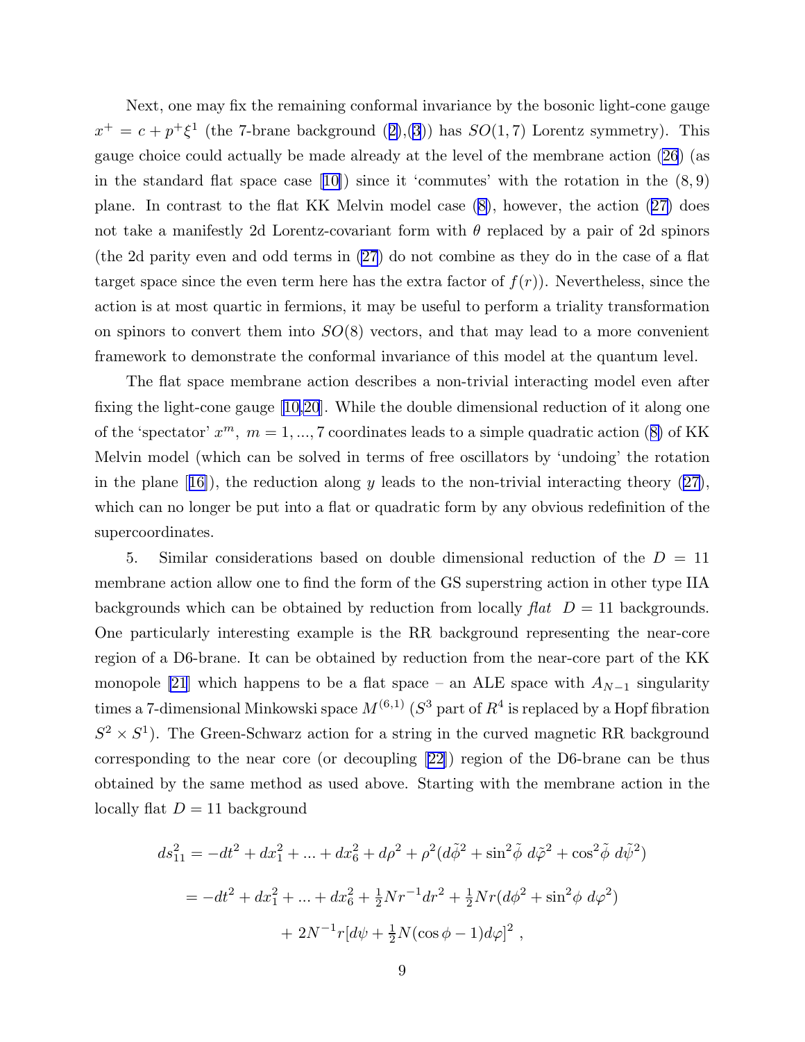Next, one may fix the remaining conformal invariance by the bosonic light-cone gauge $x^+ = c + p^+\xi^1$ (the 7-brane background (2),(3)) has $SO(1,7)$ Lorentz symmetry). This gauge choice could actually be made already at the level of the membrane action (26) (as in the standard flat space case [10]) since it 'commutes' with the rotation in the $(8,9)$ plane. In contrast to the flat KK Melvin model case (8), however, the action (27) does not take a manifestly 2d Lorentz-covariant form with $\theta$ replaced by a pair of 2d spinors (the 2d parity even and odd terms in (27) do not combine as they do in the case of a flat target space since the even term here has the extra factor of $f(r)$). Nevertheless, since the action is at most quartic in fermions, it may be useful to perform a triality transformation on spinors to convert them into $SO(8)$ vectors, and that may lead to a more convenient framework to demonstrate the conformal invariance of this model at the quantum level.

The flat space membrane action describes a non-trivial interacting model even after fixing the light-cone gauge [10,20]. While the double dimensional reduction of it along one of the 'spectator' $x^m$, $m = 1, ..., 7$ coordinates leads to a simple quadratic action (8) of KK Melvin model (which can be solved in terms of free oscillators by 'undoing' the rotation in the plane [16]), the reduction along $y$ leads to the non-trivial interacting theory (27), which can no longer be put into a flat or quadratic form by any obvious redefinition of the supercoordinates.

5. Similar considerations based on double dimensional reduction of the $D = 11$ membrane action allow one to find the form of the GS superstring action in other type IIA backgrounds which can be obtained by reduction from locally *flat* $D = 11$ backgrounds. One particularly interesting example is the RR background representing the near-core region of a D6-brane. It can be obtained by reduction from the near-core part of the KK monopole [21] which happens to be a flat space – an ALE space with $A_{N-1}$ singularity times a 7-dimensional Minkowski space $M^{(6,1)}$ ($S^3$ part of $R^4$ is replaced by a Hopf fibration $S^2 \times S^1$). The Green-Schwarz action for a string in the curved magnetic RR background corresponding to the near core (or decoupling [22]) region of the D6-brane can be thus obtained by the same method as used above. Starting with the membrane action in the locally flat $D = 11$ background

$$ds_{11}^2 = -dt^2 + dx_1^2 + ... + dx_6^2 + d\rho^2 + \rho^2(d\tilde{\phi}^2 + \sin^2\tilde{\phi}\ d\tilde{\varphi}^2 + \cos^2\tilde{\phi}\ d\tilde{\psi}^2)$$

$$= -dt^2 + dx_1^2 + ... + dx_6^2 + \tfrac{1}{2}Nr^{-1}dr^2 + \tfrac{1}{2}Nr(d\phi^2 + \sin^2\phi\ d\varphi^2)$$

$$+ 2N^{-1}r[d\psi + \tfrac{1}{2}N(\cos\phi - 1)d\varphi]^2 ,$$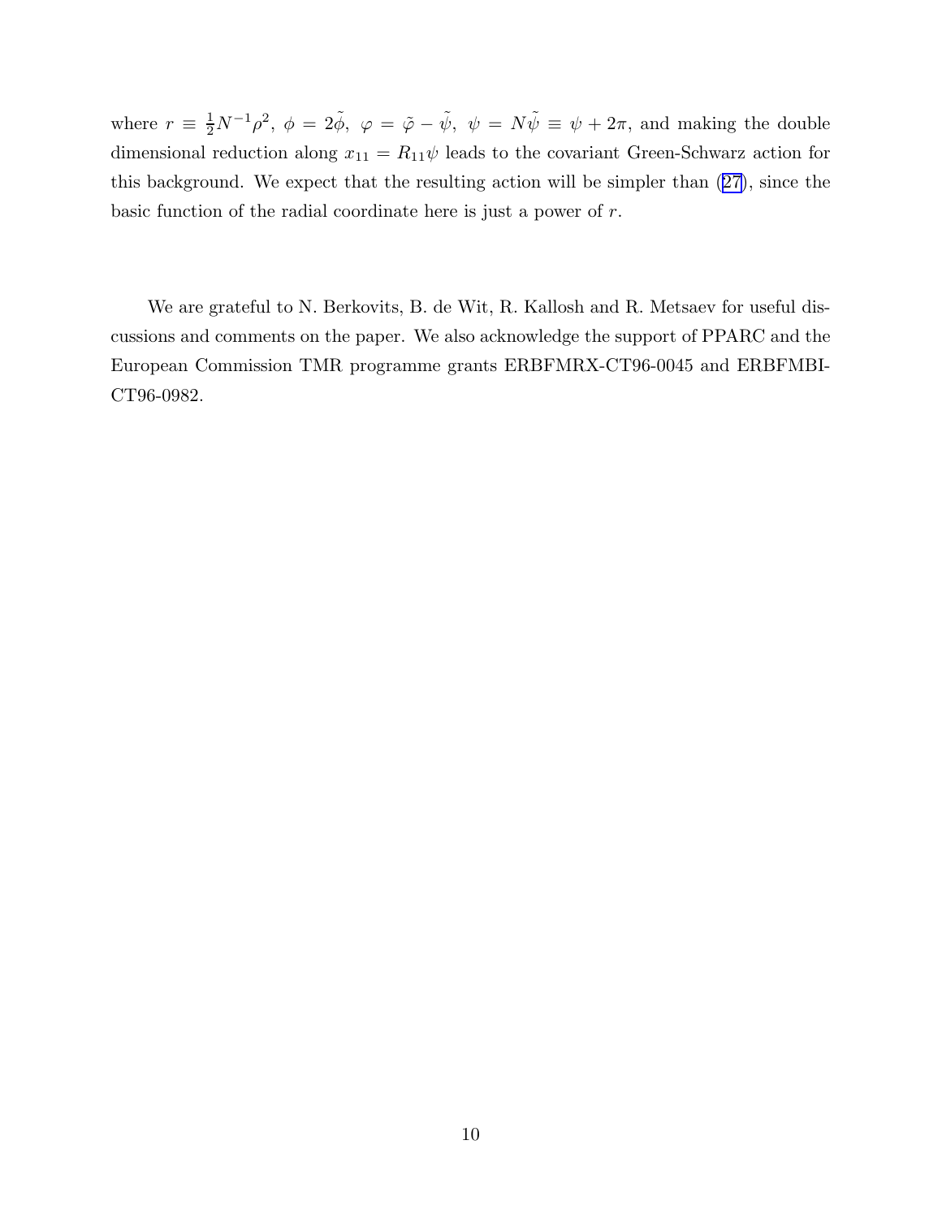where $r \equiv \frac{1}{2}N^{-1}\rho^2$, $\phi = 2\tilde{\phi}$, $\varphi = \tilde{\varphi} - \tilde{\psi}$, $\psi = N\tilde{\psi} \equiv \psi + 2\pi$, and making the double dimensional reduction along $x_{11} = R_{11}\psi$ leads to the covariant Green-Schwarz action for this background. We expect that the resulting action will be simpler than (27), since the basic function of the radial coordinate here is just a power of $r$.

We are grateful to N. Berkovits, B. de Wit, R. Kallosh and R. Metsaev for useful discussions and comments on the paper. We also acknowledge the support of PPARC and the European Commission TMR programme grants ERBFMRX-CT96-0045 and ERBFMBI-CT96-0982.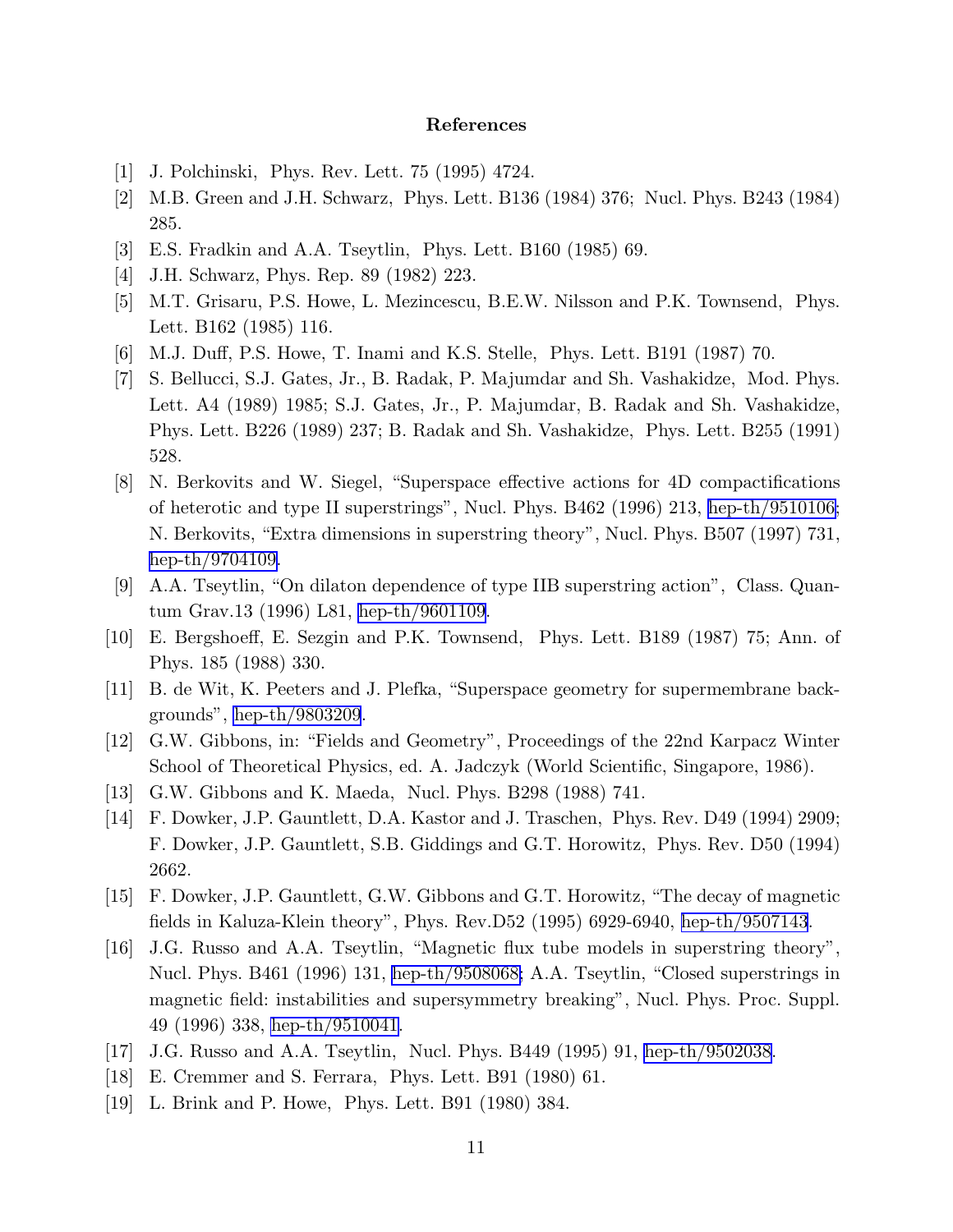## References

[1] J. Polchinski, Phys. Rev. Lett. 75 (1995) 4724.

[2] M.B. Green and J.H. Schwarz, Phys. Lett. B136 (1984) 376; Nucl. Phys. B243 (1984) 285.

[3] E.S. Fradkin and A.A. Tseytlin, Phys. Lett. B160 (1985) 69.

[4] J.H. Schwarz, Phys. Rep. 89 (1982) 223.

[5] M.T. Grisaru, P.S. Howe, L. Mezincescu, B.E.W. Nilsson and P.K. Townsend, Phys. Lett. B162 (1985) 116.

[6] M.J. Duff, P.S. Howe, T. Inami and K.S. Stelle, Phys. Lett. B191 (1987) 70.

[7] S. Bellucci, S.J. Gates, Jr., B. Radak, P. Majumdar and Sh. Vashakidze, Mod. Phys. Lett. A4 (1989) 1985; S.J. Gates, Jr., P. Majumdar, B. Radak and Sh. Vashakidze, Phys. Lett. B226 (1989) 237; B. Radak and Sh. Vashakidze, Phys. Lett. B255 (1991) 528.

[8] N. Berkovits and W. Siegel, "Superspace effective actions for 4D compactifications of heterotic and type II superstrings", Nucl. Phys. B462 (1996) 213, hep-th/9510106; N. Berkovits, "Extra dimensions in superstring theory", Nucl. Phys. B507 (1997) 731, hep-th/9704109.

[9] A.A. Tseytlin, "On dilaton dependence of type IIB superstring action", Class. Quantum Grav.13 (1996) L81, hep-th/9601109.

[10] E. Bergshoeff, E. Sezgin and P.K. Townsend, Phys. Lett. B189 (1987) 75; Ann. of Phys. 185 (1988) 330.

[11] B. de Wit, K. Peeters and J. Plefka, "Superspace geometry for supermembrane backgrounds", hep-th/9803209.

[12] G.W. Gibbons, in: "Fields and Geometry", Proceedings of the 22nd Karpacz Winter School of Theoretical Physics, ed. A. Jadczyk (World Scientific, Singapore, 1986).

[13] G.W. Gibbons and K. Maeda, Nucl. Phys. B298 (1988) 741.

[14] F. Dowker, J.P. Gauntlett, D.A. Kastor and J. Traschen, Phys. Rev. D49 (1994) 2909; F. Dowker, J.P. Gauntlett, S.B. Giddings and G.T. Horowitz, Phys. Rev. D50 (1994) 2662.

[15] F. Dowker, J.P. Gauntlett, G.W. Gibbons and G.T. Horowitz, "The decay of magnetic fields in Kaluza-Klein theory", Phys. Rev.D52 (1995) 6929-6940, hep-th/9507143.

[16] J.G. Russo and A.A. Tseytlin, "Magnetic flux tube models in superstring theory", Nucl. Phys. B461 (1996) 131, hep-th/9508068; A.A. Tseytlin, "Closed superstrings in magnetic field: instabilities and supersymmetry breaking", Nucl. Phys. Proc. Suppl. 49 (1996) 338, hep-th/9510041.

[17] J.G. Russo and A.A. Tseytlin, Nucl. Phys. B449 (1995) 91, hep-th/9502038.

[18] E. Cremmer and S. Ferrara, Phys. Lett. B91 (1980) 61.

[19] L. Brink and P. Howe, Phys. Lett. B91 (1980) 384.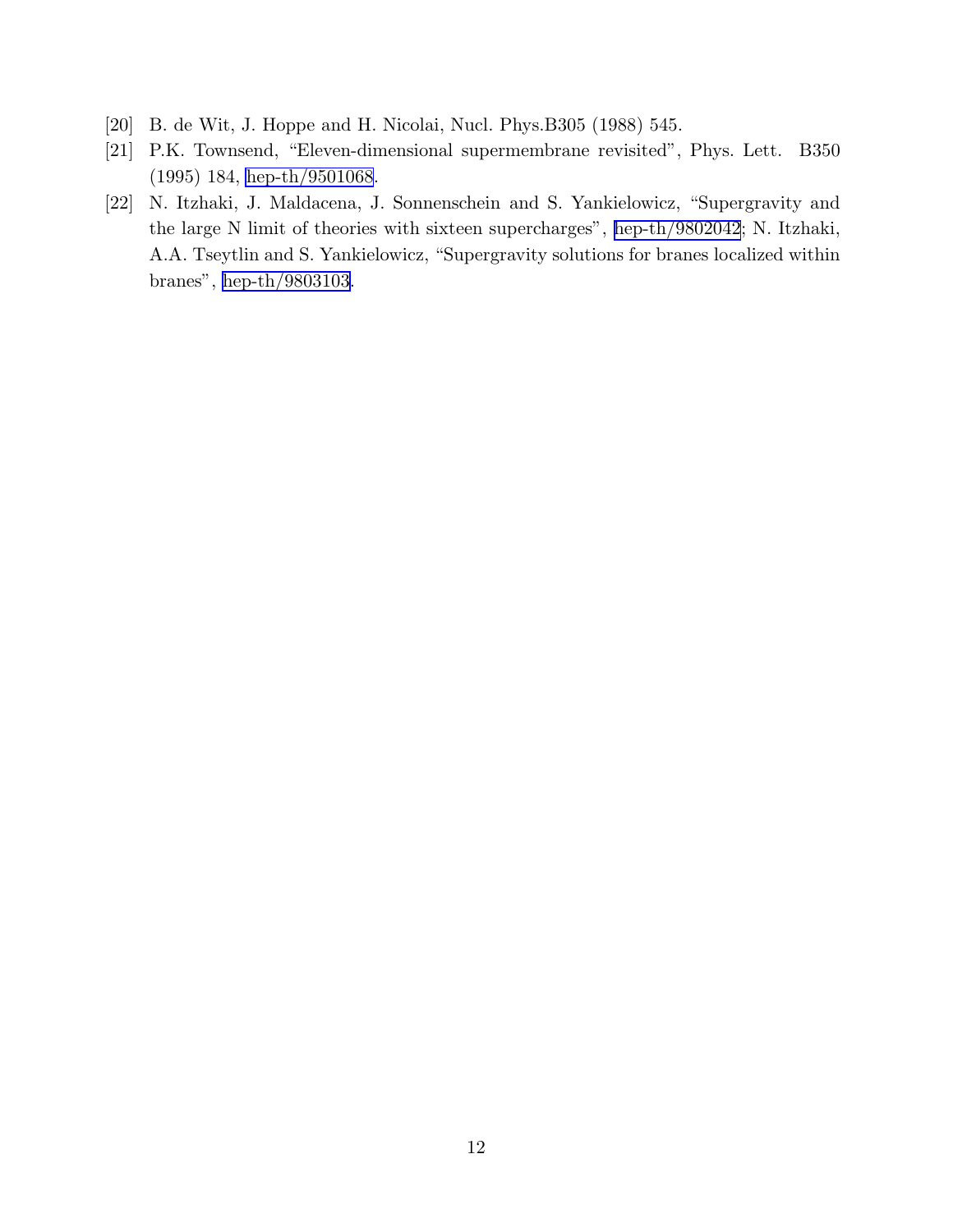[20] B. de Wit, J. Hoppe and H. Nicolai, Nucl. Phys.B305 (1988) 545.

[21] P.K. Townsend, "Eleven-dimensional supermembrane revisited", Phys. Lett. B350 (1995) 184, hep-th/9501068.

[22] N. Itzhaki, J. Maldacena, J. Sonnenschein and S. Yankielowicz, "Supergravity and the large N limit of theories with sixteen supercharges", hep-th/9802042; N. Itzhaki, A.A. Tseytlin and S. Yankielowicz, "Supergravity solutions for branes localized within branes", hep-th/9803103.